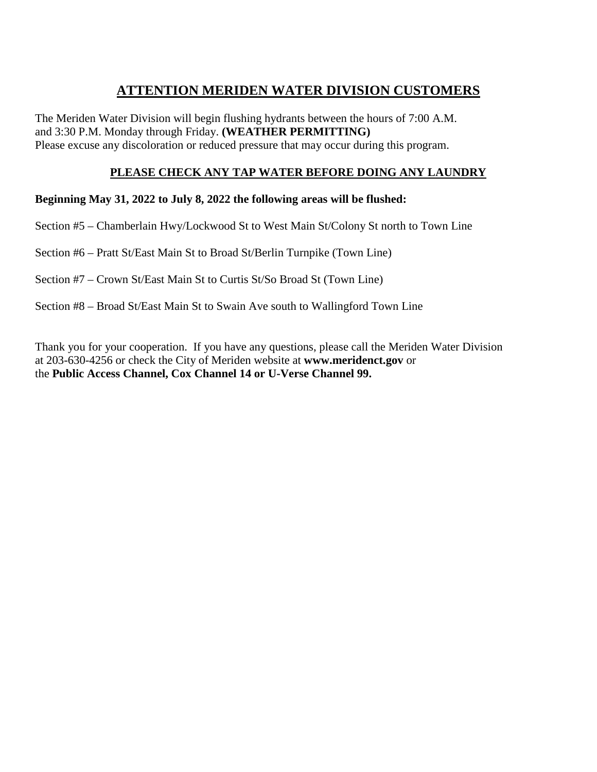# ATTENTION MERIDEN WATER DIVISION CUSTOMERS

The Meriden Water Division will begin flushing hydrants between the hours of 7:00 A.M. and 3:30 P.M. Monday through Friday. **(WEATHER PERMITTING)**
Please excuse any discoloration or reduced pressure that may occur during this program.

## PLEASE CHECK ANY TAP WATER BEFORE DOING ANY LAUNDRY

**Beginning May 31, 2022 to July 8, 2022 the following areas will be flushed:**

Section #5 – Chamberlain Hwy/Lockwood St to West Main St/Colony St north to Town Line

Section #6 – Pratt St/East Main St to Broad St/Berlin Turnpike (Town Line)

Section #7 – Crown St/East Main St to Curtis St/So Broad St (Town Line)

Section #8 – Broad St/East Main St to Swain Ave south to Wallingford Town Line

Thank you for your cooperation. If you have any questions, please call the Meriden Water Division at 203-630-4256 or check the City of Meriden website at **www.meridenct.gov** or the **Public Access Channel, Cox Channel 14 or U-Verse Channel 99.**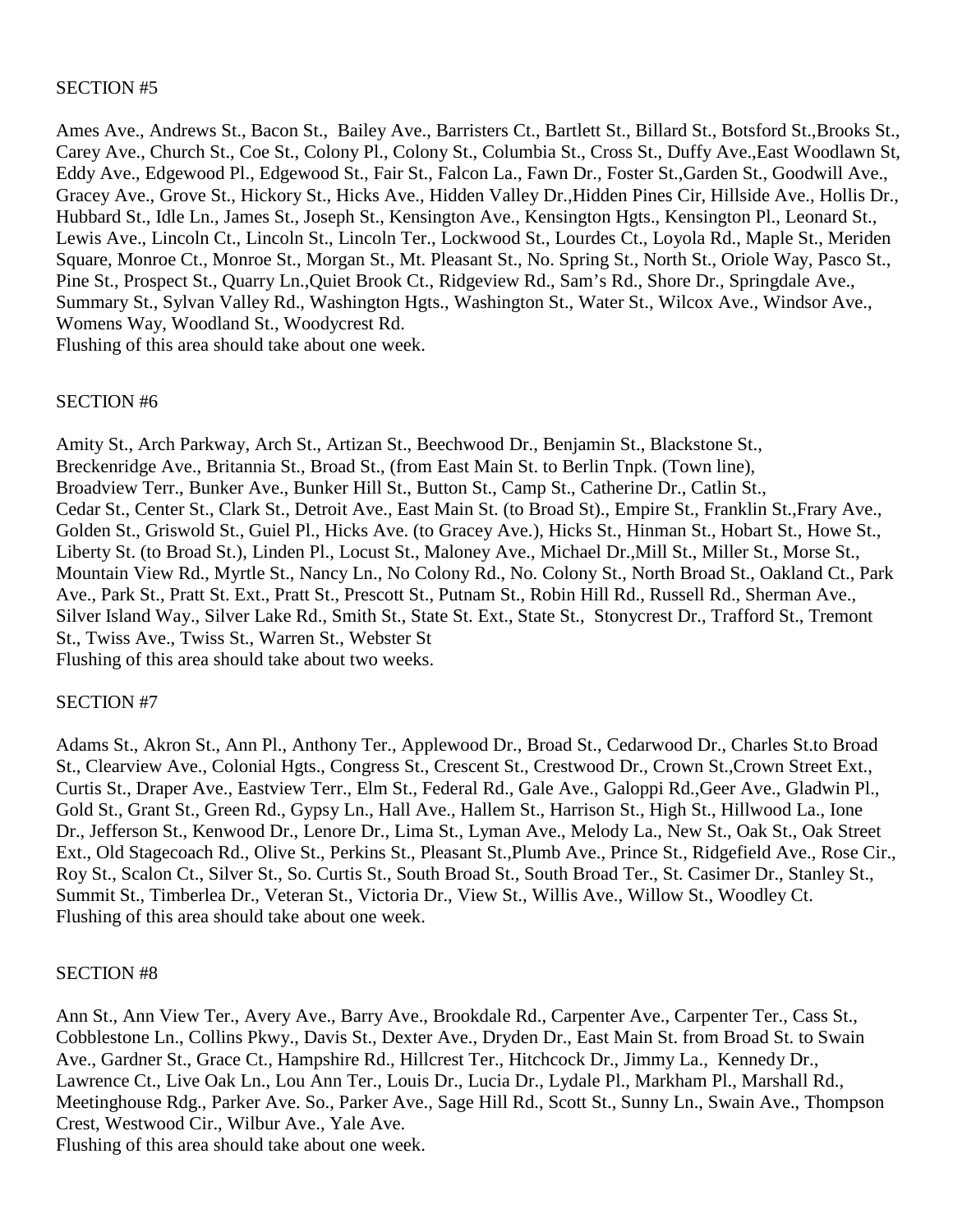SECTION #5

Ames Ave., Andrews St., Bacon St., Bailey Ave., Barristers Ct., Bartlett St., Billard St., Botsford St.,Brooks St., Carey Ave., Church St., Coe St., Colony Pl., Colony St., Columbia St., Cross St., Duffy Ave.,East Woodlawn St, Eddy Ave., Edgewood Pl., Edgewood St., Fair St., Falcon La., Fawn Dr., Foster St.,Garden St., Goodwill Ave., Gracey Ave., Grove St., Hickory St., Hicks Ave., Hidden Valley Dr.,Hidden Pines Cir, Hillside Ave., Hollis Dr., Hubbard St., Idle Ln., James St., Joseph St., Kensington Ave., Kensington Hgts., Kensington Pl., Leonard St., Lewis Ave., Lincoln Ct., Lincoln St., Lincoln Ter., Lockwood St., Lourdes Ct., Loyola Rd., Maple St., Meriden Square, Monroe Ct., Monroe St., Morgan St., Mt. Pleasant St., No. Spring St., North St., Oriole Way, Pasco St., Pine St., Prospect St., Quarry Ln.,Quiet Brook Ct., Ridgeview Rd., Sam's Rd., Shore Dr., Springdale Ave., Summary St., Sylvan Valley Rd., Washington Hgts., Washington St., Water St., Wilcox Ave., Windsor Ave., Womens Way, Woodland St., Woodycrest Rd.
Flushing of this area should take about one week.

SECTION #6

Amity St., Arch Parkway, Arch St., Artizan St., Beechwood Dr., Benjamin St., Blackstone St., Breckenridge Ave., Britannia St., Broad St., (from East Main St. to Berlin Tnpk. (Town line), Broadview Terr., Bunker Ave., Bunker Hill St., Button St., Camp St., Catherine Dr., Catlin St., Cedar St., Center St., Clark St., Detroit Ave., East Main St. (to Broad St)., Empire St., Franklin St.,Frary Ave., Golden St., Griswold St., Guiel Pl., Hicks Ave. (to Gracey Ave.), Hicks St., Hinman St., Hobart St., Howe St., Liberty St. (to Broad St.), Linden Pl., Locust St., Maloney Ave., Michael Dr.,Mill St., Miller St., Morse St., Mountain View Rd., Myrtle St., Nancy Ln., No Colony Rd., No. Colony St., North Broad St., Oakland Ct., Park Ave., Park St., Pratt St. Ext., Pratt St., Prescott St., Putnam St., Robin Hill Rd., Russell Rd., Sherman Ave., Silver Island Way., Silver Lake Rd., Smith St., State St. Ext., State St., Stonycrest Dr., Trafford St., Tremont St., Twiss Ave., Twiss St., Warren St., Webster St
Flushing of this area should take about two weeks.

SECTION #7

Adams St., Akron St., Ann Pl., Anthony Ter., Applewood Dr., Broad St., Cedarwood Dr., Charles St.to Broad St., Clearview Ave., Colonial Hgts., Congress St., Crescent St., Crestwood Dr., Crown St.,Crown Street Ext., Curtis St., Draper Ave., Eastview Terr., Elm St., Federal Rd., Gale Ave., Galoppi Rd.,Geer Ave., Gladwin Pl., Gold St., Grant St., Green Rd., Gypsy Ln., Hall Ave., Hallem St., Harrison St., High St., Hillwood La., Ione Dr., Jefferson St., Kenwood Dr., Lenore Dr., Lima St., Lyman Ave., Melody La., New St., Oak St., Oak Street Ext., Old Stagecoach Rd., Olive St., Perkins St., Pleasant St.,Plumb Ave., Prince St., Ridgefield Ave., Rose Cir., Roy St., Scalon Ct., Silver St., So. Curtis St., South Broad St., South Broad Ter., St. Casimer Dr., Stanley St., Summit St., Timberlea Dr., Veteran St., Victoria Dr., View St., Willis Ave., Willow St., Woodley Ct.
Flushing of this area should take about one week.

SECTION #8

Ann St., Ann View Ter., Avery Ave., Barry Ave., Brookdale Rd., Carpenter Ave., Carpenter Ter., Cass St., Cobblestone Ln., Collins Pkwy., Davis St., Dexter Ave., Dryden Dr., East Main St. from Broad St. to Swain Ave., Gardner St., Grace Ct., Hampshire Rd., Hillcrest Ter., Hitchcock Dr., Jimmy La., Kennedy Dr., Lawrence Ct., Live Oak Ln., Lou Ann Ter., Louis Dr., Lucia Dr., Lydale Pl., Markham Pl., Marshall Rd., Meetinghouse Rdg., Parker Ave. So., Parker Ave., Sage Hill Rd., Scott St., Sunny Ln., Swain Ave., Thompson Crest, Westwood Cir., Wilbur Ave., Yale Ave.
Flushing of this area should take about one week.